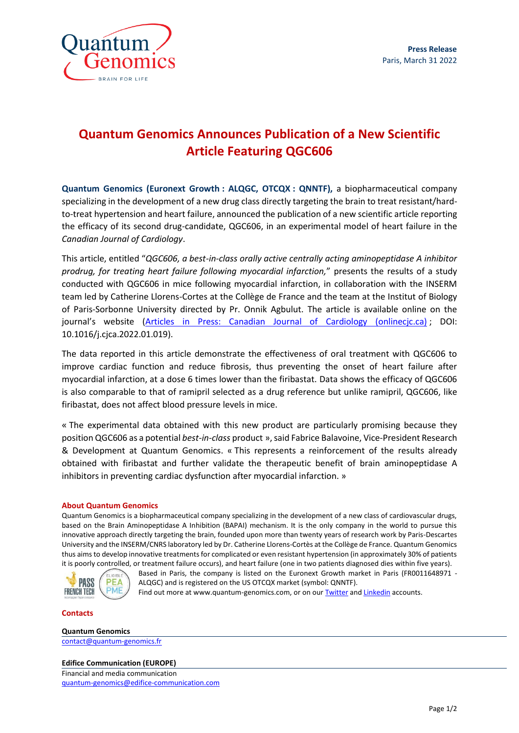**Press Release**
Paris, March 31 2022

# Quantum Genomics Announces Publication of a New Scientific Article Featuring QGC606

**Quantum Genomics (Euronext Growth : ALQGC, OTCQX : QNNTF),** a biopharmaceutical company specializing in the development of a new drug class directly targeting the brain to treat resistant/hard-to-treat hypertension and heart failure, announced the publication of a new scientific article reporting the efficacy of its second drug-candidate, QGC606, in an experimental model of heart failure in the *Canadian Journal of Cardiology*.

This article, entitled "*QGC606, a best-in-class orally active centrally acting aminopeptidase A inhibitor prodrug, for treating heart failure following myocardial infarction,*" presents the results of a study conducted with QGC606 in mice following myocardial infarction, in collaboration with the INSERM team led by Catherine Llorens-Cortes at the Collège de France and the team at the Institut of Biology of Paris-Sorbonne University directed by Pr. Onnik Agbulut. The article is available online on the journal's website (Articles in Press: Canadian Journal of Cardiology (onlinecjc.ca) ; DOI: 10.1016/j.cjca.2022.01.019).

The data reported in this article demonstrate the effectiveness of oral treatment with QGC606 to improve cardiac function and reduce fibrosis, thus preventing the onset of heart failure after myocardial infarction, at a dose 6 times lower than the firibastat. Data shows the efficacy of QGC606 is also comparable to that of ramipril selected as a drug reference but unlike ramipril, QGC606, like firibastat, does not affect blood pressure levels in mice.

« The experimental data obtained with this new product are particularly promising because they position QGC606 as a potential *best-in-class* product », said Fabrice Balavoine, Vice-President Research & Development at Quantum Genomics. « This represents a reinforcement of the results already obtained with firibastat and further validate the therapeutic benefit of brain aminopeptidase A inhibitors in preventing cardiac dysfunction after myocardial infarction. »

### About Quantum Genomics

Quantum Genomics is a biopharmaceutical company specializing in the development of a new class of cardiovascular drugs, based on the Brain Aminopeptidase A Inhibition (BAPAI) mechanism. It is the only company in the world to pursue this innovative approach directly targeting the brain, founded upon more than twenty years of research work by Paris-Descartes University and the INSERM/CNRS laboratory led by Dr. Catherine Llorens-Cortès at the Collège de France. Quantum Genomics thus aims to develop innovative treatments for complicated or even resistant hypertension (in approximately 30% of patients it is poorly controlled, or treatment failure occurs), and heart failure (one in two patients diagnosed dies within five years).

Based in Paris, the company is listed on the Euronext Growth market in Paris (FR0011648971 - ALQGC) and is registered on the US OTCQX market (symbol: QNNTF).
Find out more at www.quantum-genomics.com, or on our Twitter and Linkedin accounts.

### Contacts

**Quantum Genomics**
contact@quantum-genomics.fr

**Edifice Communication (EUROPE)**
Financial and media communication
quantum-genomics@edifice-communication.com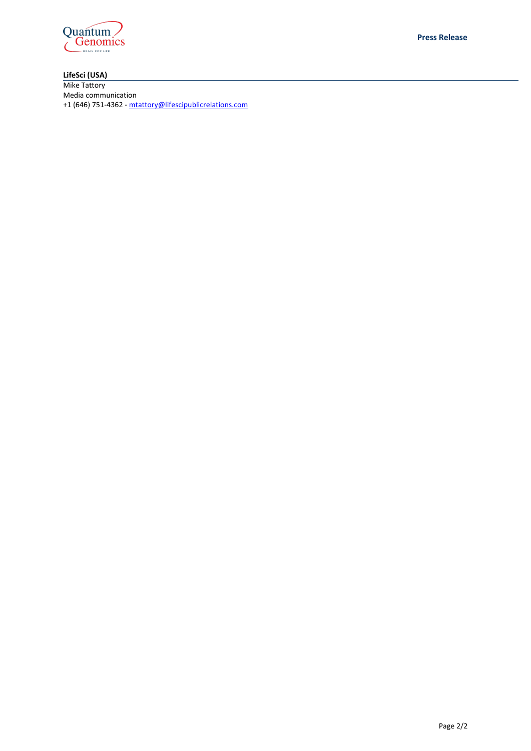**LifeSci (USA)**
Mike Tattory
Media communication
+1 (646) 751-4362 - mtattory@lifescipublicrelations.com